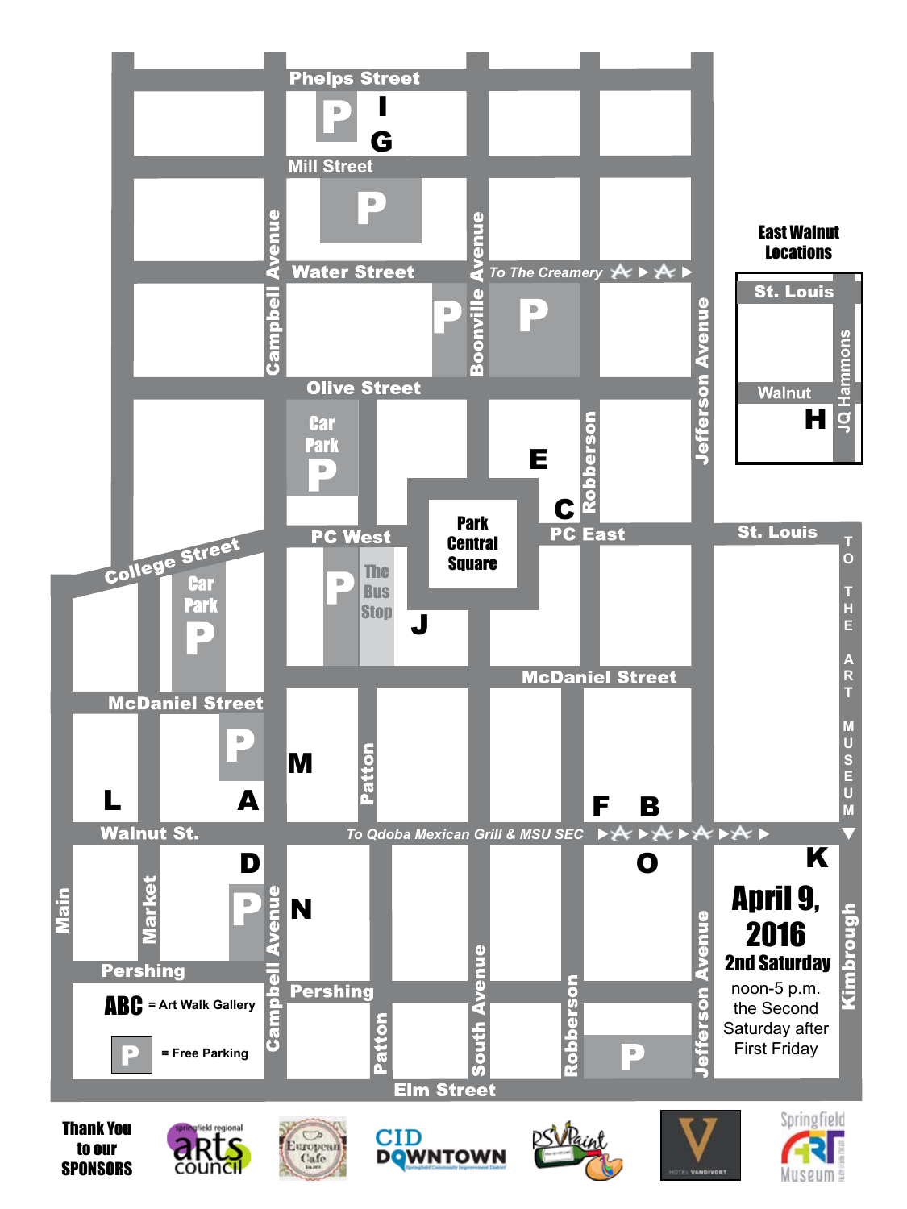Phelps Street

Mill Street

Water Street

*To The Creamery*

Olive Street

Campbell Avenue

Boonville Avenue

Robberson

Jefferson Avenue

East Walnut Locations

St. Louis

Walnut

JQ Hammons

H

I

G

E

C

Car Park

PC West

Park Central Square

PC East

St. Louis

College Street

Car Park

The Bus Stop

J

McDaniel Street

McDaniel Street

TO THE ART MUSEUM

M

Patton

L

A

F

B

Walnut St.

*To Qdoba Mexican Grill & MSU SEC*

D

O

K

N

Main

Market

Campbell Avenue

Pershing

Pershing

Patton

South Avenue

Robberson

Jefferson Avenue

Kimbrough

**April 9, 2016**

**2nd Saturday**

noon-5 p.m.
the Second Saturday after First Friday

**ABC** = Art Walk Gallery

**P** = Free Parking

Elm Street

**Thank You to our SPONSORS**

springfield regional arts council

European Cafe

CID DOWNTOWN

RSVPaint

HOTEL VANDIVORT

Springfield Art Museum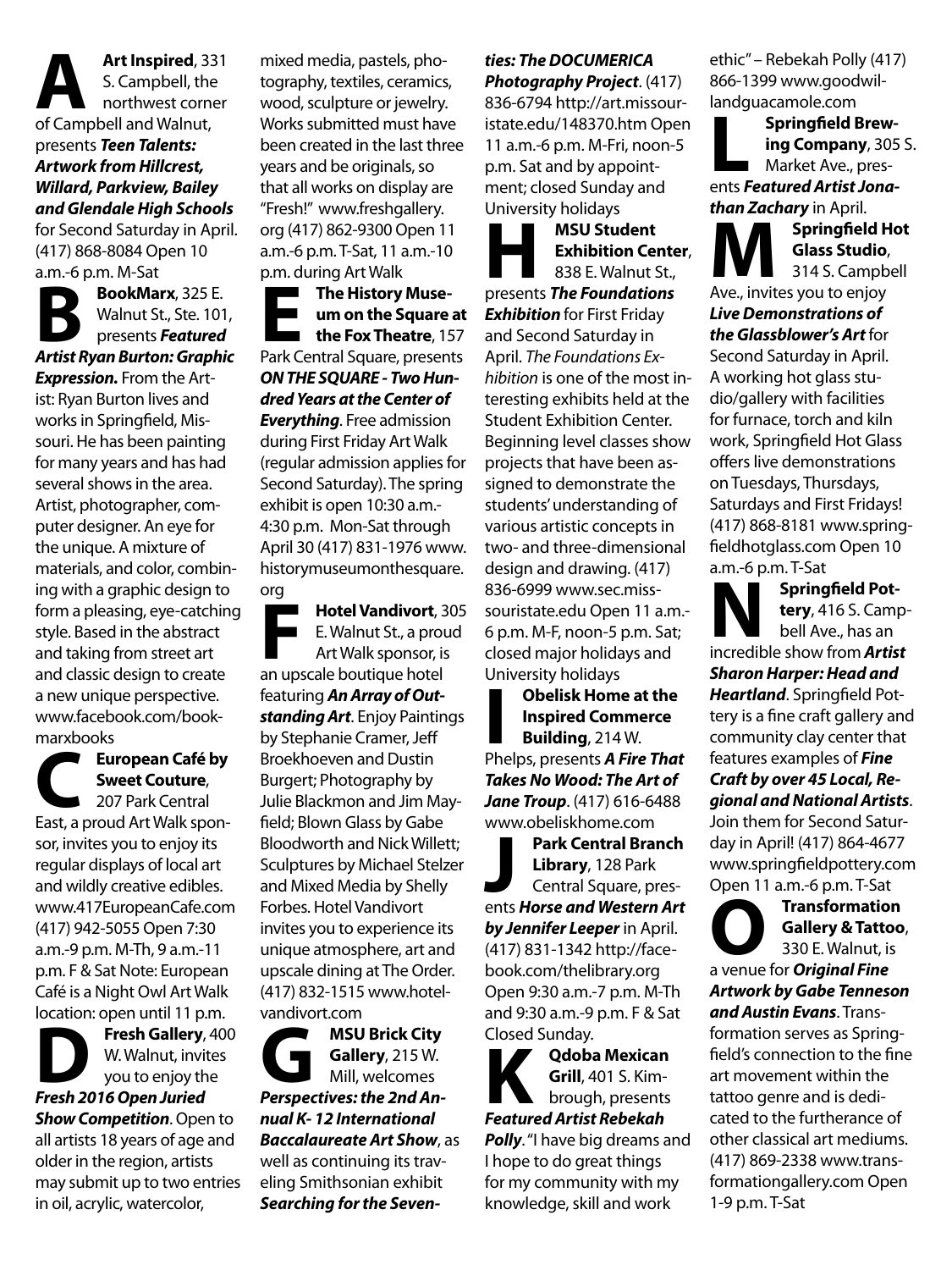**A** **Art Inspired**, 331 S. Campbell, the northwest corner of Campbell and Walnut, presents ***Teen Talents: Artwork from Hillcrest, Willard, Parkview, Bailey and Glendale High Schools*** for Second Saturday in April. (417) 868-8084 Open 10 a.m.-6 p.m. M-Sat

**B** **BookMarx**, 325 E. Walnut St., Ste. 101, presents ***Featured Artist Ryan Burton: Graphic Expression.*** From the Artist: Ryan Burton lives and works in Springfield, Missouri. He has been painting for many years and has had several shows in the area. Artist, photographer, computer designer. An eye for the unique. A mixture of materials, and color, combining with a graphic design to form a pleasing, eye-catching style. Based in the abstract and taking from street art and classic design to create a new unique perspective. www.facebook.com/bookmarxbooks

**C** **European Café by Sweet Couture**, 207 Park Central East, a proud Art Walk sponsor, invites you to enjoy its regular displays of local art and wildly creative edibles. www.417EuropeanCafe.com (417) 942-5055 Open 7:30 a.m.-9 p.m. M-Th, 9 a.m.-11 p.m. F & Sat Note: European Café is a Night Owl Art Walk location: open until 11 p.m.

**D** **Fresh Gallery**, 400 W. Walnut, invites you to enjoy the ***Fresh 2016 Open Juried Show Competition***. Open to all artists 18 years of age and older in the region, artists may submit up to two entries in oil, acrylic, watercolor, mixed media, pastels, photography, textiles, ceramics, wood, sculpture or jewelry. Works submitted must have been created in the last three years and be originals, so that all works on display are "Fresh!" www.freshgallery.org (417) 862-9300 Open 11 a.m.-6 p.m. T-Sat, 11 a.m.-10 p.m. during Art Walk

**E** **The History Museum on the Square at the Fox Theatre**, 157 Park Central Square, presents ***ON THE SQUARE - Two Hundred Years at the Center of Everything***. Free admission during First Friday Art Walk (regular admission applies for Second Saturday). The spring exhibit is open 10:30 a.m.-4:30 p.m. Mon-Sat through April 30 (417) 831-1976 www.historymuseumonthesquare.org

**F** **Hotel Vandivort**, 305 E. Walnut St., a proud Art Walk sponsor, is an upscale boutique hotel featuring ***An Array of Outstanding Art***. Enjoy Paintings by Stephanie Cramer, Jeff Broekhoeven and Dustin Burgert; Photography by Julie Blackmon and Jim Mayfield; Blown Glass by Gabe Bloodworth and Nick Willett; Sculptures by Michael Stelzer and Mixed Media by Shelly Forbes. Hotel Vandivort invites you to experience its unique atmosphere, art and upscale dining at The Order. (417) 832-1515 www.hotelvandivort.com

**G** **MSU Brick City Gallery**, 215 W. Mill, welcomes ***Perspectives: the 2nd Annual K- 12 International Baccalaureate Art Show***, as well as continuing its traveling Smithsonian exhibit ***Searching for the Seventies: The DOCUMERICA Photography Project***. (417) 836-6794 http://art.missouristate.edu/148370.htm Open 11 a.m.-6 p.m. M-Fri, noon-5 p.m. Sat and by appointment; closed Sunday and University holidays

**H** **MSU Student Exhibition Center**, 838 E. Walnut St., presents ***The Foundations Exhibition*** for First Friday and Second Saturday in April. *The Foundations Exhibition* is one of the most interesting exhibits held at the Student Exhibition Center. Beginning level classes show projects that have been assigned to demonstrate the students' understanding of various artistic concepts in two- and three-dimensional design and drawing. (417) 836-6999 www.sec.missouristate.edu Open 11 a.m.-6 p.m. M-F, noon-5 p.m. Sat; closed major holidays and University holidays

**I** **Obelisk Home at the Inspired Commerce Building**, 214 W. Phelps, presents ***A Fire That Takes No Wood: The Art of Jane Troup***. (417) 616-6488 www.obeliskhome.com

**J** **Park Central Branch Library**, 128 Park Central Square, presents ***Horse and Western Art by Jennifer Leeper*** in April. (417) 831-1342 http://facebook.com/thelibrary.org Open 9:30 a.m.-7 p.m. M-Th and 9:30 a.m.-9 p.m. F & Sat Closed Sunday.

**K** **Qdoba Mexican Grill**, 401 S. Kimbrough, presents ***Featured Artist Rebekah Polly***. "I have big dreams and I hope to do great things for my community with my knowledge, skill and work ethic" – Rebekah Polly (417) 866-1399 www.goodwillandguacamole.com

**L** **Springfield Brewing Company**, 305 S. Market Ave., presents ***Featured Artist Jonathan Zachary*** in April.

**M** **Springfield Hot Glass Studio**, 314 S. Campbell Ave., invites you to enjoy ***Live Demonstrations of the Glassblower's Art*** for Second Saturday in April. A working hot glass studio/gallery with facilities for furnace, torch and kiln work, Springfield Hot Glass offers live demonstrations on Tuesdays, Thursdays, Saturdays and First Fridays! (417) 868-8181 www.springfieldhotglass.com Open 10 a.m.-6 p.m. T-Sat

**N** **Springfield Pottery**, 416 S. Campbell Ave., has an incredible show from ***Artist Sharon Harper: Head and Heartland***. Springfield Pottery is a fine craft gallery and community clay center that features examples of ***Fine Craft by over 45 Local, Regional and National Artists***. Join them for Second Saturday in April! (417) 864-4677 www.springfieldpottery.com Open 11 a.m.-6 p.m. T-Sat

**O** **Transformation Gallery & Tattoo**, 330 E. Walnut, is a venue for ***Original Fine Artwork by Gabe Tenneson and Austin Evans***. Transformation serves as Springfield's connection to the fine art movement within the tattoo genre and is dedicated to the furtherance of other classical art mediums. (417) 869-2338 www.transformationgallery.com Open 1-9 p.m. T-Sat